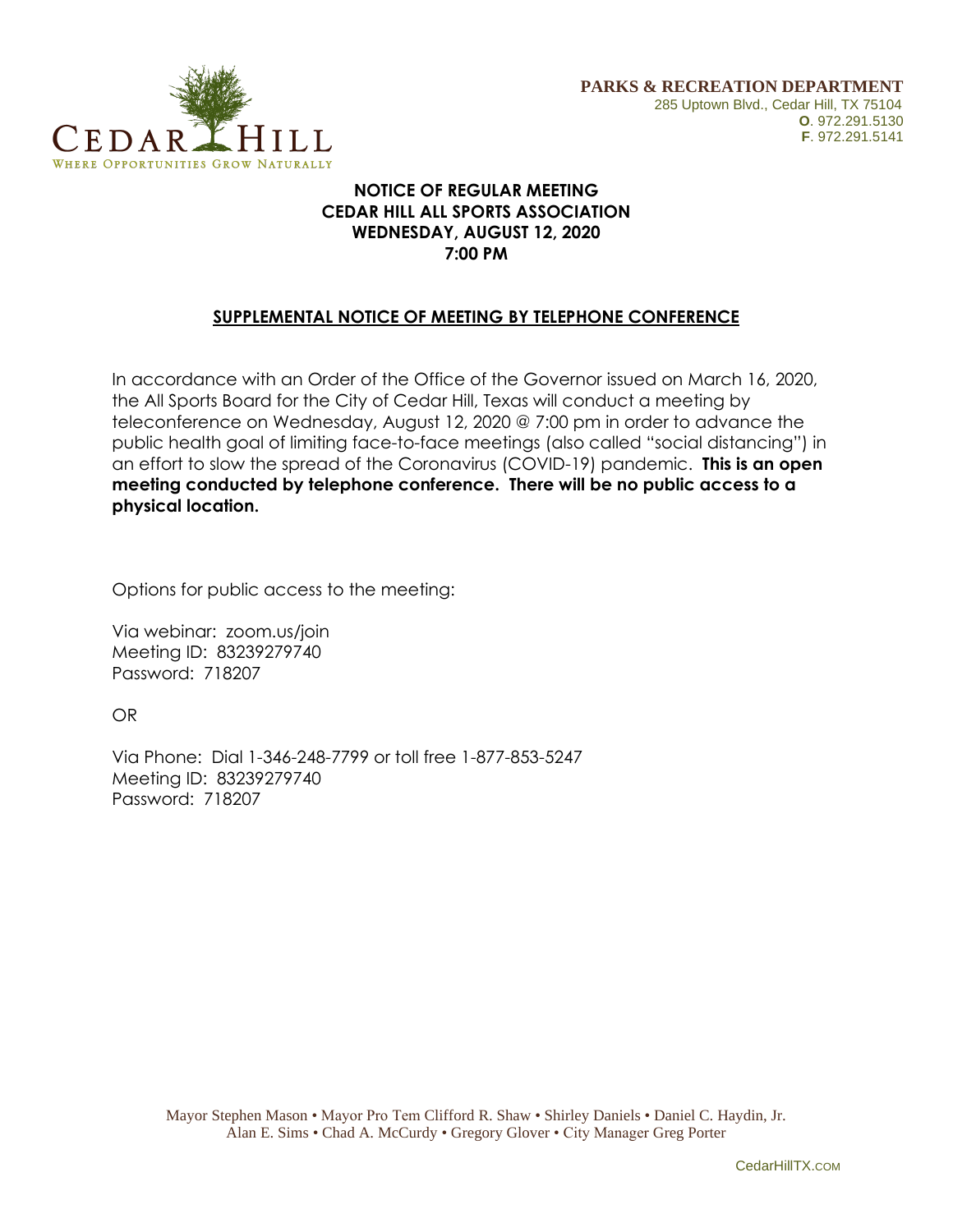CEDAR HILL
WHERE OPPORTUNITIES GROW NATURALLY

**PARKS & RECREATION DEPARTMENT**
285 Uptown Blvd., Cedar Hill, TX 75104
**O**. 972.291.5130
**F**. 972.291.5141

# NOTICE OF REGULAR MEETING
# CEDAR HILL ALL SPORTS ASSOCIATION
# WEDNESDAY, AUGUST 12, 2020
# 7:00 PM

## SUPPLEMENTAL NOTICE OF MEETING BY TELEPHONE CONFERENCE

In accordance with an Order of the Office of the Governor issued on March 16, 2020, the All Sports Board for the City of Cedar Hill, Texas will conduct a meeting by teleconference on Wednesday, August 12, 2020 @ 7:00 pm in order to advance the public health goal of limiting face-to-face meetings (also called "social distancing") in an effort to slow the spread of the Coronavirus (COVID-19) pandemic. **This is an open meeting conducted by telephone conference. There will be no public access to a physical location.**

Options for public access to the meeting:

Via webinar: zoom.us/join
Meeting ID: 83239279740
Password: 718207

OR

Via Phone: Dial 1-346-248-7799 or toll free 1-877-853-5247
Meeting ID: 83239279740
Password: 718207

Mayor Stephen Mason • Mayor Pro Tem Clifford R. Shaw • Shirley Daniels • Daniel C. Haydin, Jr.
Alan E. Sims • Chad A. McCurdy • Gregory Glover • City Manager Greg Porter

CedarHillTX.COM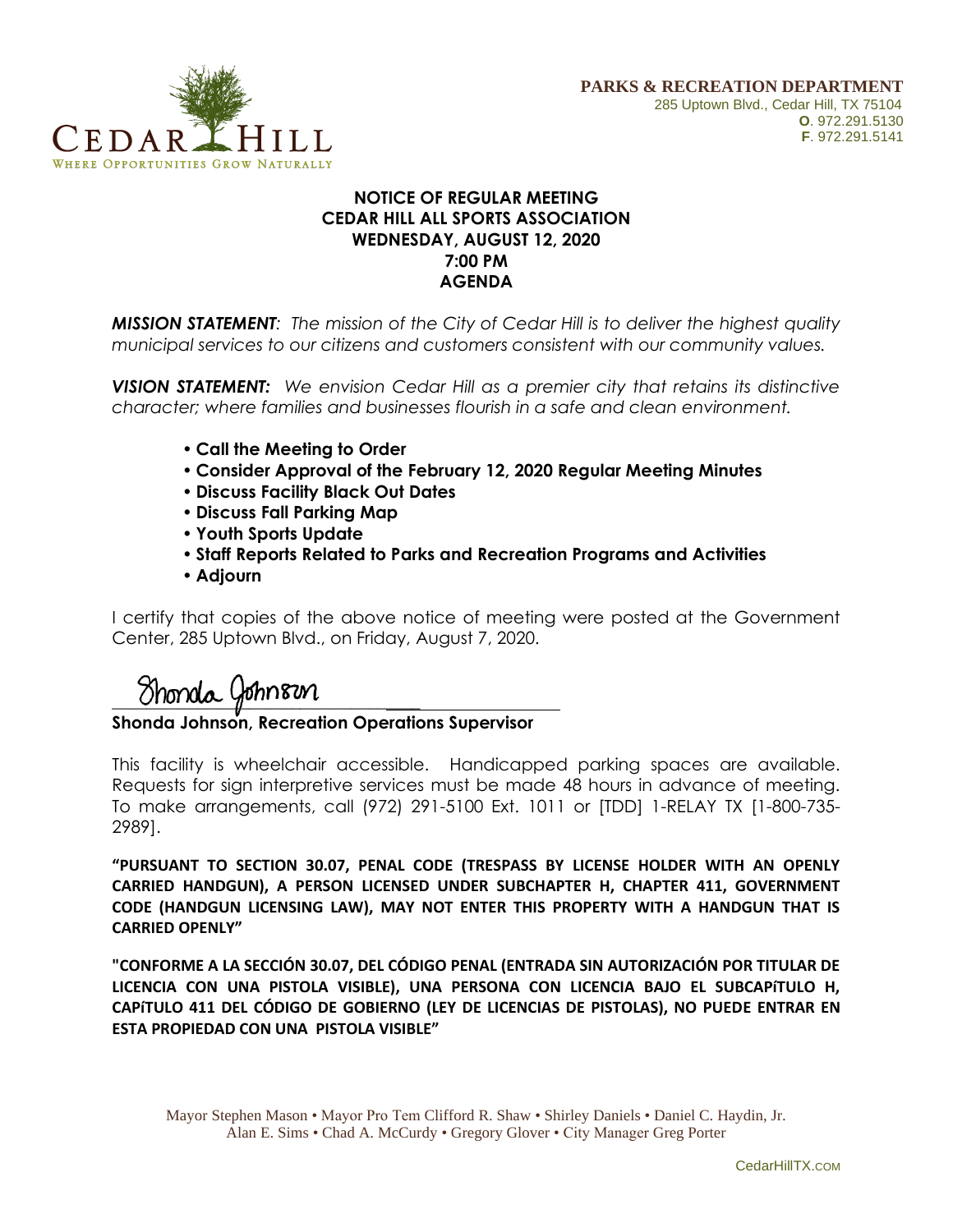**PARKS & RECREATION DEPARTMENT**
285 Uptown Blvd., Cedar Hill, TX 75104
**O**. 972.291.5130
**F**. 972.291.5141

**NOTICE OF REGULAR MEETING**
**CEDAR HILL ALL SPORTS ASSOCIATION**
**WEDNESDAY, AUGUST 12, 2020**
**7:00 PM**
**AGENDA**

***MISSION STATEMENT**: The mission of the City of Cedar Hill is to deliver the highest quality municipal services to our citizens and customers consistent with our community values.*

***VISION STATEMENT:** We envision Cedar Hill as a premier city that retains its distinctive character; where families and businesses flourish in a safe and clean environment.*

- **Call the Meeting to Order**
- **Consider Approval of the February 12, 2020 Regular Meeting Minutes**
- **Discuss Facility Black Out Dates**
- **Discuss Fall Parking Map**
- **Youth Sports Update**
- **Staff Reports Related to Parks and Recreation Programs and Activities**
- **Adjourn**

I certify that copies of the above notice of meeting were posted at the Government Center, 285 Uptown Blvd., on Friday, August 7, 2020.

Shonda Johnson

**Shonda Johnson, Recreation Operations Supervisor**

This facility is wheelchair accessible. Handicapped parking spaces are available. Requests for sign interpretive services must be made 48 hours in advance of meeting. To make arrangements, call (972) 291-5100 Ext. 1011 or [TDD] 1-RELAY TX [1-800-735-2989].

**"PURSUANT TO SECTION 30.07, PENAL CODE (TRESPASS BY LICENSE HOLDER WITH AN OPENLY CARRIED HANDGUN), A PERSON LICENSED UNDER SUBCHAPTER H, CHAPTER 411, GOVERNMENT CODE (HANDGUN LICENSING LAW), MAY NOT ENTER THIS PROPERTY WITH A HANDGUN THAT IS CARRIED OPENLY"**

**"CONFORME A LA SECCIÓN 30.07, DEL CÓDIGO PENAL (ENTRADA SIN AUTORIZACIÓN POR TITULAR DE LICENCIA CON UNA PISTOLA VISIBLE), UNA PERSONA CON LICENCIA BAJO EL SUBCAPíTULO H, CAPíTULO 411 DEL CÓDIGO DE GOBIERNO (LEY DE LICENCIAS DE PISTOLAS), NO PUEDE ENTRAR EN ESTA PROPIEDAD CON UNA PISTOLA VISIBLE"**

Mayor Stephen Mason • Mayor Pro Tem Clifford R. Shaw • Shirley Daniels • Daniel C. Haydin, Jr.
Alan E. Sims • Chad A. McCurdy • Gregory Glover • City Manager Greg Porter

CedarHillTX.com